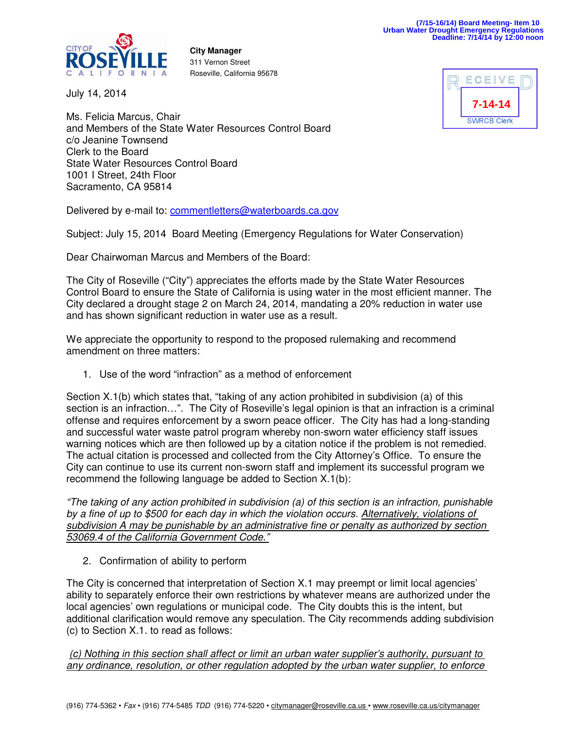(7/15-16/14) Board Meeting- Item 10
Urban Water Drought Emergency Regulations
Deadline: 7/14/14 by 12:00 noon

CITY OF ROSEVILLE
CALIFORNIA

**City Manager**
311 Vernon Street
Roseville, California 95678

RECEIVED
7-14-14
SWRCB Clerk

July 14, 2014

Ms. Felicia Marcus, Chair
and Members of the State Water Resources Control Board
c/o Jeanine Townsend
Clerk to the Board
State Water Resources Control Board
1001 I Street, 24th Floor
Sacramento, CA 95814

Delivered by e-mail to: commentletters@waterboards.ca.gov

Subject: July 15, 2014 Board Meeting (Emergency Regulations for Water Conservation)

Dear Chairwoman Marcus and Members of the Board:

The City of Roseville ("City") appreciates the efforts made by the State Water Resources Control Board to ensure the State of California is using water in the most efficient manner. The City declared a drought stage 2 on March 24, 2014, mandating a 20% reduction in water use and has shown significant reduction in water use as a result.

We appreciate the opportunity to respond to the proposed rulemaking and recommend amendment on three matters:

1. Use of the word "infraction" as a method of enforcement

Section X.1(b) which states that, "taking of any action prohibited in subdivision (a) of this section is an infraction…". The City of Roseville's legal opinion is that an infraction is a criminal offense and requires enforcement by a sworn peace officer. The City has had a long-standing and successful water waste patrol program whereby non-sworn water efficiency staff issues warning notices which are then followed up by a citation notice if the problem is not remedied. The actual citation is processed and collected from the City Attorney's Office. To ensure the City can continue to use its current non-sworn staff and implement its successful program we recommend the following language be added to Section X.1(b):

*"The taking of any action prohibited in subdivision (a) of this section is an infraction, punishable by a fine of up to $500 for each day in which the violation occurs. <u>Alternatively, violations of subdivision A may be punishable by an administrative fine or penalty as authorized by section 53069.4 of the California Government Code."</u>*

2. Confirmation of ability to perform

The City is concerned that interpretation of Section X.1 may preempt or limit local agencies' ability to separately enforce their own restrictions by whatever means are authorized under the local agencies' own regulations or municipal code. The City doubts this is the intent, but additional clarification would remove any speculation. The City recommends adding subdivision (c) to Section X.1. to read as follows:

*<u>(c) Nothing in this section shall affect or limit an urban water supplier's authority, pursuant to any ordinance, resolution, or other regulation adopted by the urban water supplier, to enforce</u>*

(916) 774-5362 • *Fax* • (916) 774-5485 *TDD* (916) 774-5220 • citymanager@roseville.ca.us • www.roseville.ca.us/citymanager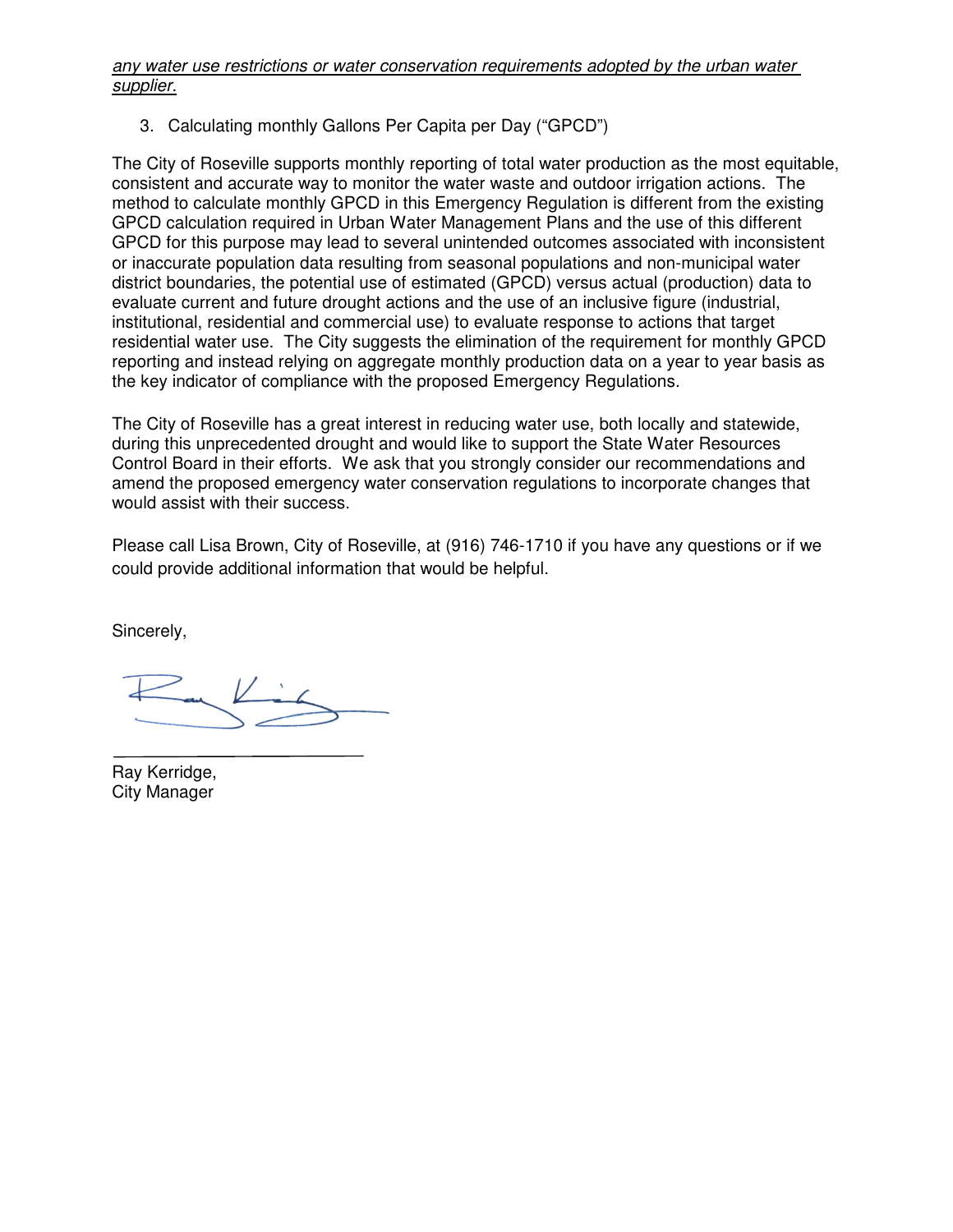*<u>any water use restrictions or water conservation requirements adopted by the urban water supplier.</u>*

3. Calculating monthly Gallons Per Capita per Day ("GPCD")

The City of Roseville supports monthly reporting of total water production as the most equitable, consistent and accurate way to monitor the water waste and outdoor irrigation actions. The method to calculate monthly GPCD in this Emergency Regulation is different from the existing GPCD calculation required in Urban Water Management Plans and the use of this different GPCD for this purpose may lead to several unintended outcomes associated with inconsistent or inaccurate population data resulting from seasonal populations and non-municipal water district boundaries, the potential use of estimated (GPCD) versus actual (production) data to evaluate current and future drought actions and the use of an inclusive figure (industrial, institutional, residential and commercial use) to evaluate response to actions that target residential water use. The City suggests the elimination of the requirement for monthly GPCD reporting and instead relying on aggregate monthly production data on a year to year basis as the key indicator of compliance with the proposed Emergency Regulations.

The City of Roseville has a great interest in reducing water use, both locally and statewide, during this unprecedented drought and would like to support the State Water Resources Control Board in their efforts. We ask that you strongly consider our recommendations and amend the proposed emergency water conservation regulations to incorporate changes that would assist with their success.

Please call Lisa Brown, City of Roseville, at (916) 746-1710 if you have any questions or if we could provide additional information that would be helpful.

Sincerely,

Ray Kerridge,
City Manager